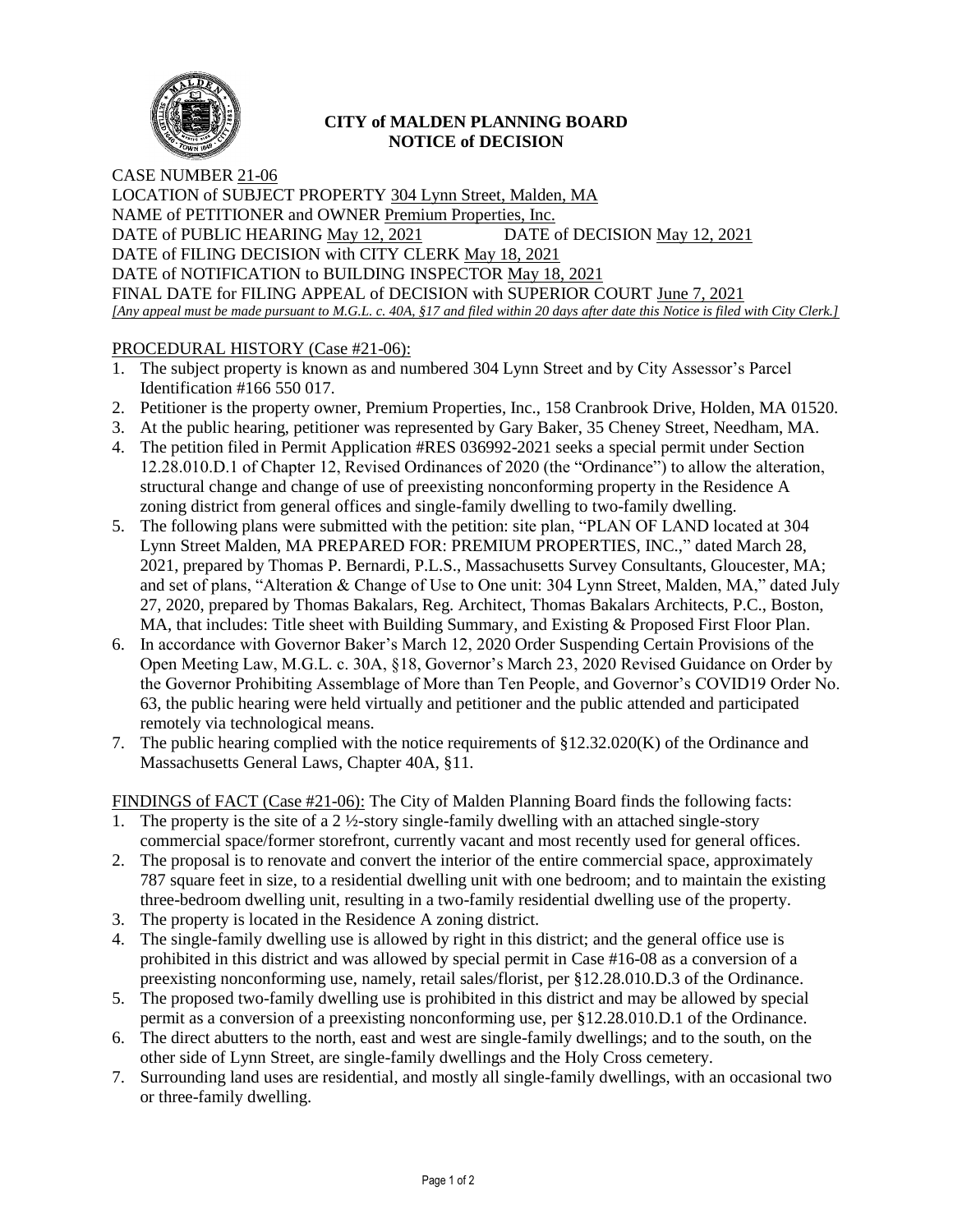# CITY of MALDEN PLANNING BOARD
## NOTICE of DECISION

CASE NUMBER 21-06
LOCATION of SUBJECT PROPERTY 304 Lynn Street, Malden, MA
NAME of PETITIONER and OWNER Premium Properties, Inc.
DATE of PUBLIC HEARING May 12, 2021 DATE of DECISION May 12, 2021
DATE of FILING DECISION with CITY CLERK May 18, 2021
DATE of NOTIFICATION to BUILDING INSPECTOR May 18, 2021
FINAL DATE for FILING APPEAL of DECISION with SUPERIOR COURT June 7, 2021
*[Any appeal must be made pursuant to M.G.L. c. 40A, §17 and filed within 20 days after date this Notice is filed with City Clerk.]*

PROCEDURAL HISTORY (Case #21-06):

1. The subject property is known as and numbered 304 Lynn Street and by City Assessor's Parcel Identification #166 550 017.
2. Petitioner is the property owner, Premium Properties, Inc., 158 Cranbrook Drive, Holden, MA 01520.
3. At the public hearing, petitioner was represented by Gary Baker, 35 Cheney Street, Needham, MA.
4. The petition filed in Permit Application #RES 036992-2021 seeks a special permit under Section 12.28.010.D.1 of Chapter 12, Revised Ordinances of 2020 (the "Ordinance") to allow the alteration, structural change and change of use of preexisting nonconforming property in the Residence A zoning district from general offices and single-family dwelling to two-family dwelling.
5. The following plans were submitted with the petition: site plan, "PLAN OF LAND located at 304 Lynn Street Malden, MA PREPARED FOR: PREMIUM PROPERTIES, INC.," dated March 28, 2021, prepared by Thomas P. Bernardi, P.L.S., Massachusetts Survey Consultants, Gloucester, MA; and set of plans, "Alteration & Change of Use to One unit: 304 Lynn Street, Malden, MA," dated July 27, 2020, prepared by Thomas Bakalars, Reg. Architect, Thomas Bakalars Architects, P.C., Boston, MA, that includes: Title sheet with Building Summary, and Existing & Proposed First Floor Plan.
6. In accordance with Governor Baker's March 12, 2020 Order Suspending Certain Provisions of the Open Meeting Law, M.G.L. c. 30A, §18, Governor's March 23, 2020 Revised Guidance on Order by the Governor Prohibiting Assemblage of More than Ten People, and Governor's COVID19 Order No. 63, the public hearing were held virtually and petitioner and the public attended and participated remotely via technological means.
7. The public hearing complied with the notice requirements of §12.32.020(K) of the Ordinance and Massachusetts General Laws, Chapter 40A, §11.

FINDINGS of FACT (Case #21-06): The City of Malden Planning Board finds the following facts:

1. The property is the site of a 2 ½-story single-family dwelling with an attached single-story commercial space/former storefront, currently vacant and most recently used for general offices.
2. The proposal is to renovate and convert the interior of the entire commercial space, approximately 787 square feet in size, to a residential dwelling unit with one bedroom; and to maintain the existing three-bedroom dwelling unit, resulting in a two-family residential dwelling use of the property.
3. The property is located in the Residence A zoning district.
4. The single-family dwelling use is allowed by right in this district; and the general office use is prohibited in this district and was allowed by special permit in Case #16-08 as a conversion of a preexisting nonconforming use, namely, retail sales/florist, per §12.28.010.D.3 of the Ordinance.
5. The proposed two-family dwelling use is prohibited in this district and may be allowed by special permit as a conversion of a preexisting nonconforming use, per §12.28.010.D.1 of the Ordinance.
6. The direct abutters to the north, east and west are single-family dwellings; and to the south, on the other side of Lynn Street, are single-family dwellings and the Holy Cross cemetery.
7. Surrounding land uses are residential, and mostly all single-family dwellings, with an occasional two or three-family dwelling.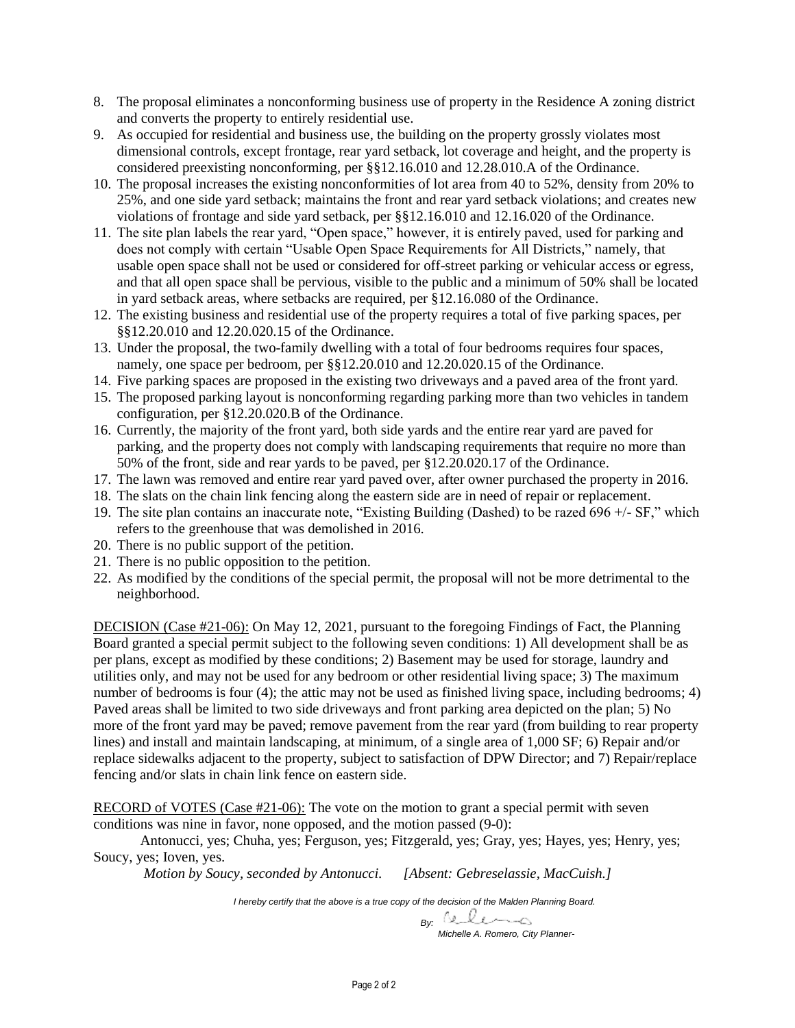8. The proposal eliminates a nonconforming business use of property in the Residence A zoning district and converts the property to entirely residential use.
9. As occupied for residential and business use, the building on the property grossly violates most dimensional controls, except frontage, rear yard setback, lot coverage and height, and the property is considered preexisting nonconforming, per §§12.16.010 and 12.28.010.A of the Ordinance.
10. The proposal increases the existing nonconformities of lot area from 40 to 52%, density from 20% to 25%, and one side yard setback; maintains the front and rear yard setback violations; and creates new violations of frontage and side yard setback, per §§12.16.010 and 12.16.020 of the Ordinance.
11. The site plan labels the rear yard, "Open space," however, it is entirely paved, used for parking and does not comply with certain "Usable Open Space Requirements for All Districts," namely, that usable open space shall not be used or considered for off-street parking or vehicular access or egress, and that all open space shall be pervious, visible to the public and a minimum of 50% shall be located in yard setback areas, where setbacks are required, per §12.16.080 of the Ordinance.
12. The existing business and residential use of the property requires a total of five parking spaces, per §§12.20.010 and 12.20.020.15 of the Ordinance.
13. Under the proposal, the two-family dwelling with a total of four bedrooms requires four spaces, namely, one space per bedroom, per §§12.20.010 and 12.20.020.15 of the Ordinance.
14. Five parking spaces are proposed in the existing two driveways and a paved area of the front yard.
15. The proposed parking layout is nonconforming regarding parking more than two vehicles in tandem configuration, per §12.20.020.B of the Ordinance.
16. Currently, the majority of the front yard, both side yards and the entire rear yard are paved for parking, and the property does not comply with landscaping requirements that require no more than 50% of the front, side and rear yards to be paved, per §12.20.020.17 of the Ordinance.
17. The lawn was removed and entire rear yard paved over, after owner purchased the property in 2016.
18. The slats on the chain link fencing along the eastern side are in need of repair or replacement.
19. The site plan contains an inaccurate note, "Existing Building (Dashed) to be razed 696 +/- SF," which refers to the greenhouse that was demolished in 2016.
20. There is no public support of the petition.
21. There is no public opposition to the petition.
22. As modified by the conditions of the special permit, the proposal will not be more detrimental to the neighborhood.

DECISION (Case #21-06): On May 12, 2021, pursuant to the foregoing Findings of Fact, the Planning Board granted a special permit subject to the following seven conditions: 1) All development shall be as per plans, except as modified by these conditions; 2) Basement may be used for storage, laundry and utilities only, and may not be used for any bedroom or other residential living space; 3) The maximum number of bedrooms is four (4); the attic may not be used as finished living space, including bedrooms; 4) Paved areas shall be limited to two side driveways and front parking area depicted on the plan; 5) No more of the front yard may be paved; remove pavement from the rear yard (from building to rear property lines) and install and maintain landscaping, at minimum, of a single area of 1,000 SF; 6) Repair and/or replace sidewalks adjacent to the property, subject to satisfaction of DPW Director; and 7) Repair/replace fencing and/or slats in chain link fence on eastern side.

RECORD of VOTES (Case #21-06): The vote on the motion to grant a special permit with seven conditions was nine in favor, none opposed, and the motion passed (9-0):

Antonucci, yes; Chuha, yes; Ferguson, yes; Fitzgerald, yes; Gray, yes; Hayes, yes; Henry, yes; Soucy, yes; Ioven, yes.

*Motion by Soucy, seconded by Antonucci. [Absent: Gebreselassie, MacCuish.]*

*I hereby certify that the above is a true copy of the decision of the Malden Planning Board.*

*By:* 

*Michelle A. Romero, City Planner-*